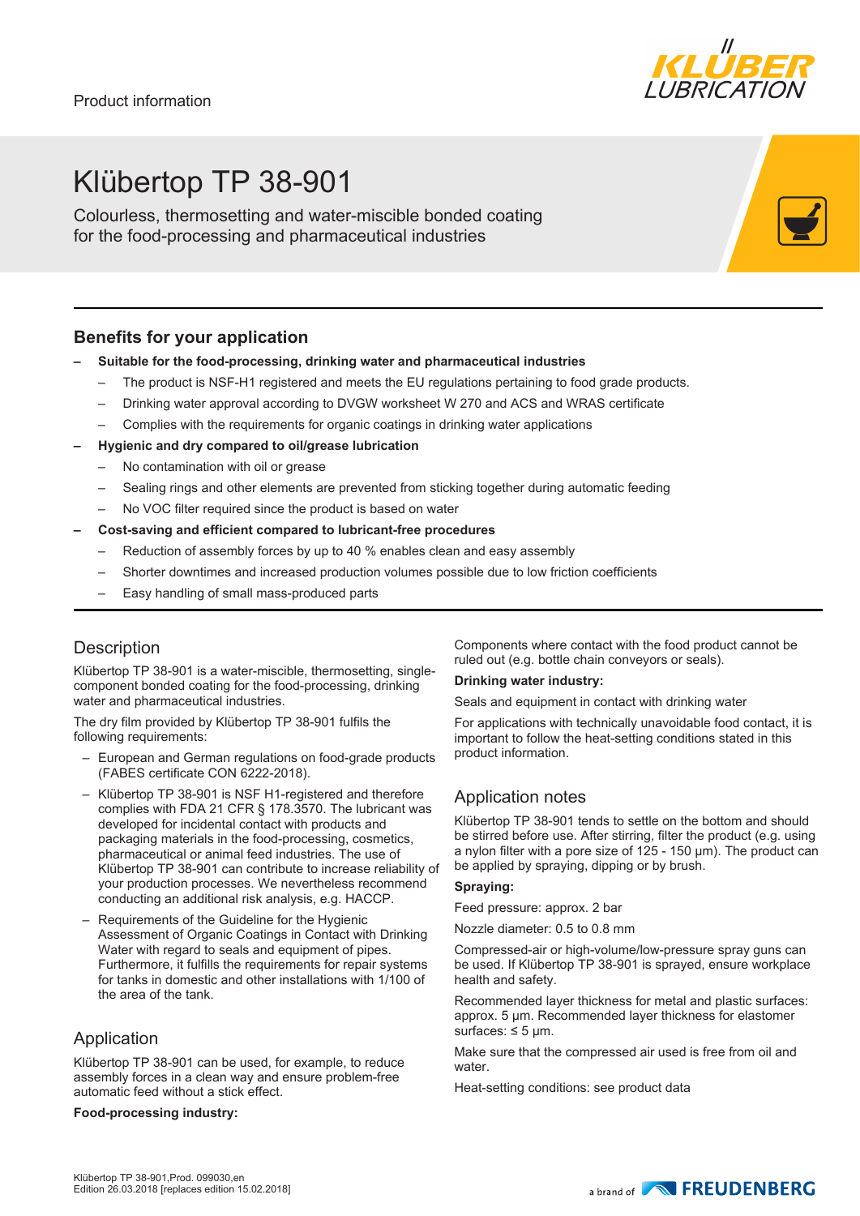Product information

# Klübertop TP 38-901

Colourless, thermosetting and water-miscible bonded coating for the food-processing and pharmaceutical industries

## Benefits for your application

- **Suitable for the food-processing, drinking water and pharmaceutical industries**
  - The product is NSF-H1 registered and meets the EU regulations pertaining to food grade products.
  - Drinking water approval according to DVGW worksheet W 270 and ACS and WRAS certificate
  - Complies with the requirements for organic coatings in drinking water applications
- **Hygienic and dry compared to oil/grease lubrication**
  - No contamination with oil or grease
  - Sealing rings and other elements are prevented from sticking together during automatic feeding
  - No VOC filter required since the product is based on water
- **Cost-saving and efficient compared to lubricant-free procedures**
  - Reduction of assembly forces by up to 40 % enables clean and easy assembly
  - Shorter downtimes and increased production volumes possible due to low friction coefficients
  - Easy handling of small mass-produced parts

## Description

Klübertop TP 38-901 is a water-miscible, thermosetting, single-component bonded coating for the food-processing, drinking water and pharmaceutical industries.

The dry film provided by Klübertop TP 38-901 fulfils the following requirements:

- European and German regulations on food-grade products (FABES certificate CON 6222-2018).
- Klübertop TP 38-901 is NSF H1-registered and therefore complies with FDA 21 CFR § 178.3570. The lubricant was developed for incidental contact with products and packaging materials in the food-processing, cosmetics, pharmaceutical or animal feed industries. The use of Klübertop TP 38-901 can contribute to increase reliability of your production processes. We nevertheless recommend conducting an additional risk analysis, e.g. HACCP.
- Requirements of the Guideline for the Hygienic Assessment of Organic Coatings in Contact with Drinking Water with regard to seals and equipment of pipes. Furthermore, it fulfills the requirements for repair systems for tanks in domestic and other installations with 1/100 of the area of the tank.

## Application

Klübertop TP 38-901 can be used, for example, to reduce assembly forces in a clean way and ensure problem-free automatic feed without a stick effect.

**Food-processing industry:**

Components where contact with the food product cannot be ruled out (e.g. bottle chain conveyors or seals).

**Drinking water industry:**

Seals and equipment in contact with drinking water

For applications with technically unavoidable food contact, it is important to follow the heat-setting conditions stated in this product information.

## Application notes

Klübertop TP 38-901 tends to settle on the bottom and should be stirred before use. After stirring, filter the product (e.g. using a nylon filter with a pore size of 125 - 150 µm). The product can be applied by spraying, dipping or by brush.

**Spraying:**

Feed pressure: approx. 2 bar

Nozzle diameter: 0.5 to 0.8 mm

Compressed-air or high-volume/low-pressure spray guns can be used. If Klübertop TP 38-901 is sprayed, ensure workplace health and safety.

Recommended layer thickness for metal and plastic surfaces: approx. 5 µm. Recommended layer thickness for elastomer surfaces: ≤ 5 µm.

Make sure that the compressed air used is free from oil and water.

Heat-setting conditions: see product data

Klübertop TP 38-901,Prod. 099030,en
Edition 26.03.2018 [replaces edition 15.02.2018]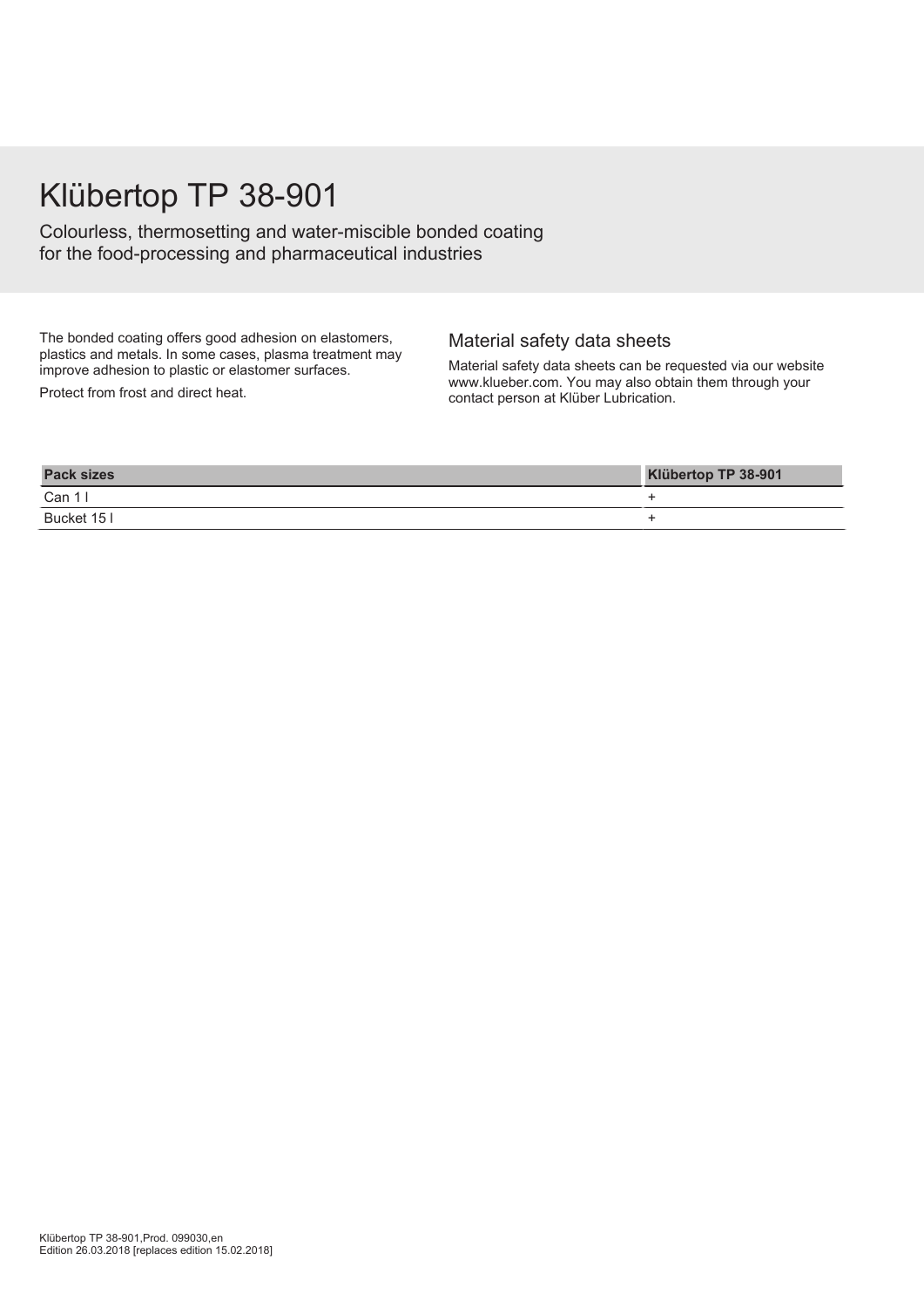# Klübertop TP 38-901

Colourless, thermosetting and water-miscible bonded coating for the food-processing and pharmaceutical industries

The bonded coating offers good adhesion on elastomers, plastics and metals. In some cases, plasma treatment may improve adhesion to plastic or elastomer surfaces.

Protect from frost and direct heat.

## Material safety data sheets

Material safety data sheets can be requested via our website www.klueber.com. You may also obtain them through your contact person at Klüber Lubrication.

| Pack sizes | Klübertop TP 38-901 |
| --- | --- |
| Can 1 l | + |
| Bucket 15 l | + |

Klübertop TP 38-901,Prod. 099030,en
Edition 26.03.2018 [replaces edition 15.02.2018]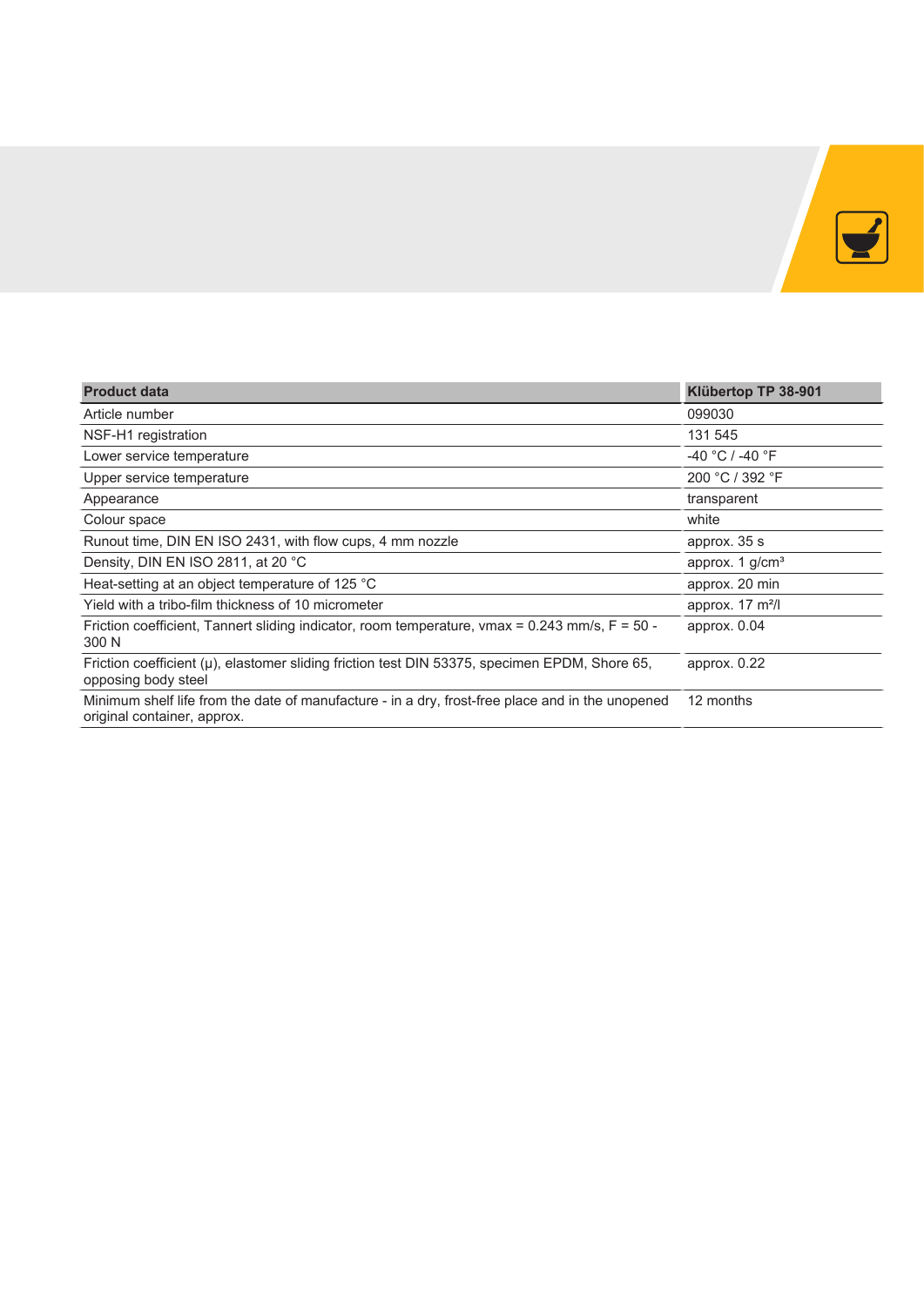| Product data | Klübertop TP 38-901 |
| --- | --- |
| Article number | 099030 |
| NSF-H1 registration | 131 545 |
| Lower service temperature | -40 °C / -40 °F |
| Upper service temperature | 200 °C / 392 °F |
| Appearance | transparent |
| Colour space | white |
| Runout time, DIN EN ISO 2431, with flow cups, 4 mm nozzle | approx. 35 s |
| Density, DIN EN ISO 2811, at 20 °C | approx. 1 g/cm³ |
| Heat-setting at an object temperature of 125 °C | approx. 20 min |
| Yield with a tribo-film thickness of 10 micrometer | approx. 17 m²/l |
| Friction coefficient, Tannert sliding indicator, room temperature, vmax = 0.243 mm/s, F = 50 - 300 N | approx. 0.04 |
| Friction coefficient (μ), elastomer sliding friction test DIN 53375, specimen EPDM, Shore 65, opposing body steel | approx. 0.22 |
| Minimum shelf life from the date of manufacture - in a dry, frost-free place and in the unopened original container, approx. | 12 months |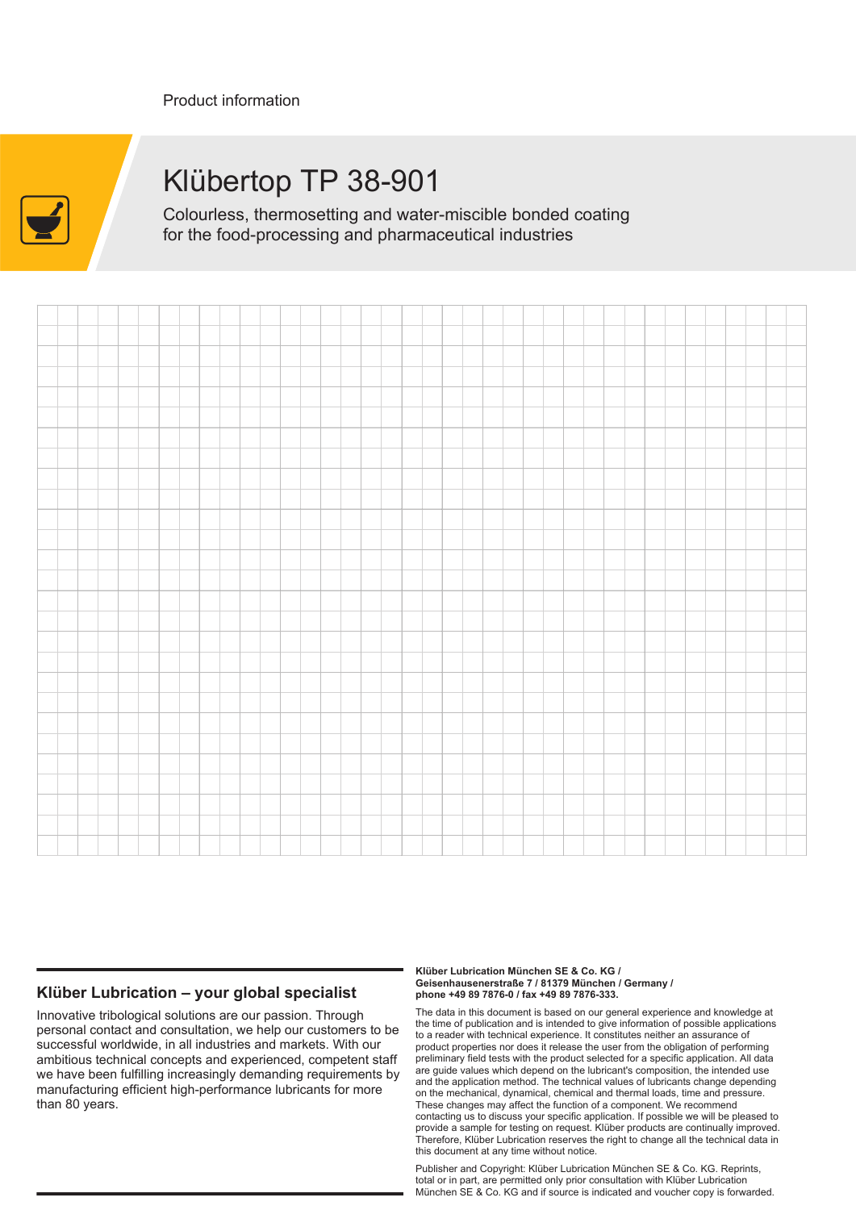Product information

# Klübertop TP 38-901

Colourless, thermosetting and water-miscible bonded coating
for the food-processing and pharmaceutical industries

## Klüber Lubrication – your global specialist

Innovative tribological solutions are our passion. Through personal contact and consultation, we help our customers to be successful worldwide, in all industries and markets. With our ambitious technical concepts and experienced, competent staff we have been fulfilling increasingly demanding requirements by manufacturing efficient high-performance lubricants for more than 80 years.

**Klüber Lubrication München SE & Co. KG /
Geisenhausenerstraße 7 / 81379 München / Germany /
phone +49 89 7876-0 / fax +49 89 7876-333.**

The data in this document is based on our general experience and knowledge at the time of publication and is intended to give information of possible applications to a reader with technical experience. It constitutes neither an assurance of product properties nor does it release the user from the obligation of performing preliminary field tests with the product selected for a specific application. All data are guide values which depend on the lubricant's composition, the intended use and the application method. The technical values of lubricants change depending on the mechanical, dynamical, chemical and thermal loads, time and pressure. These changes may affect the function of a component. We recommend contacting us to discuss your specific application. If possible we will be pleased to provide a sample for testing on request. Klüber products are continually improved. Therefore, Klüber Lubrication reserves the right to change all the technical data in this document at any time without notice.

Publisher and Copyright: Klüber Lubrication München SE & Co. KG. Reprints, total or in part, are permitted only prior consultation with Klüber Lubrication München SE & Co. KG and if source is indicated and voucher copy is forwarded.